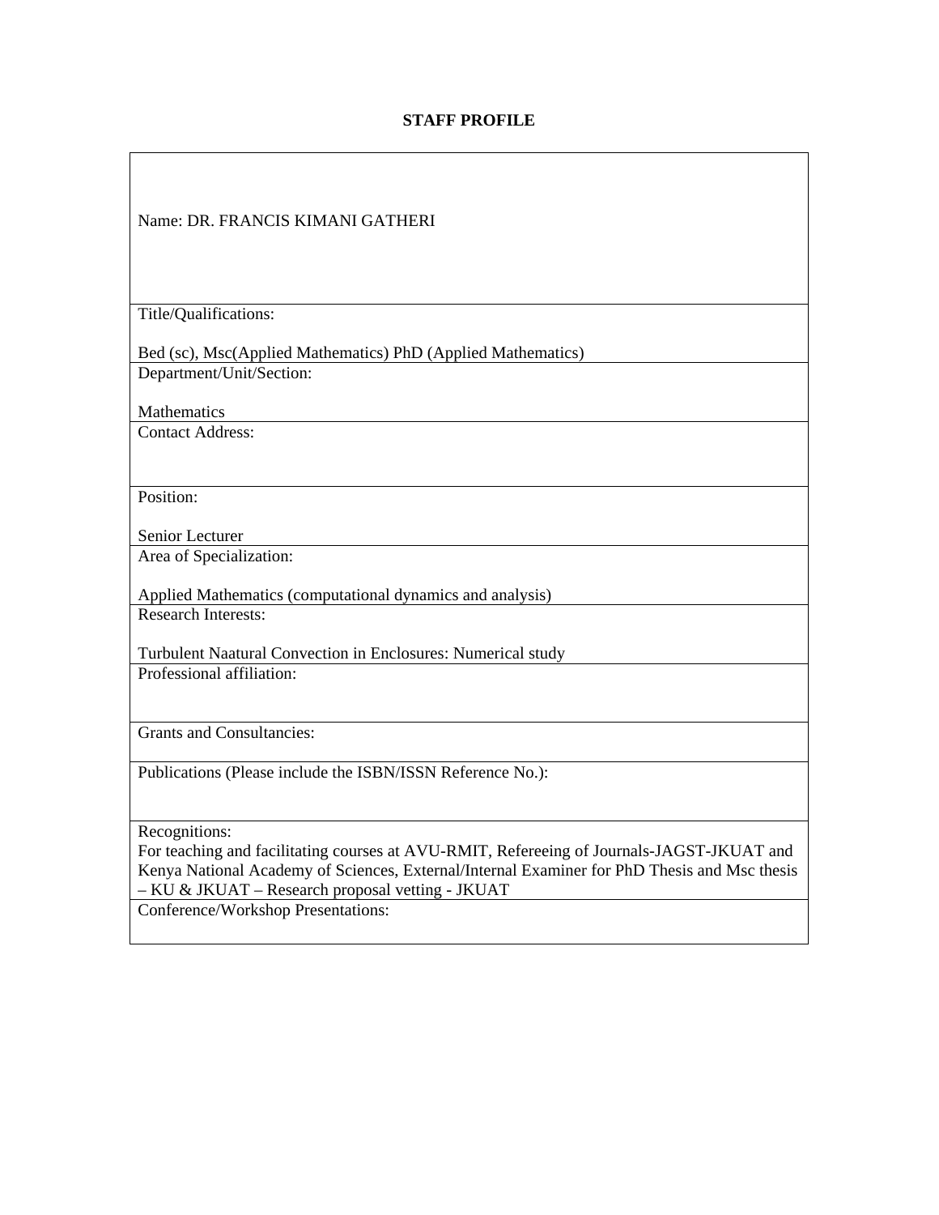**STAFF PROFILE**

| Name: DR. FRANCIS KIMANI GATHERI |
| --- |
| Title/Qualifications:<br><br>Bed (sc), Msc(Applied Mathematics) PhD (Applied Mathematics) |
| Department/Unit/Section:<br><br>Mathematics |
| Contact Address: |
| Position:<br><br>Senior Lecturer |
| Area of Specialization:<br><br>Applied Mathematics (computational dynamics and analysis) |
| Research Interests:<br><br>Turbulent Naatural Convection in Enclosures: Numerical study |
| Professional affiliation: |
| Grants and Consultancies: |
| Publications (Please include the ISBN/ISSN Reference No.): |
| Recognitions:<br>For teaching and facilitating courses at AVU-RMIT, Refereeing of Journals-JAGST-JKUAT and Kenya National Academy of Sciences, External/Internal Examiner for PhD Thesis and Msc thesis – KU & JKUAT – Research proposal vetting - JKUAT |
| Conference/Workshop Presentations: |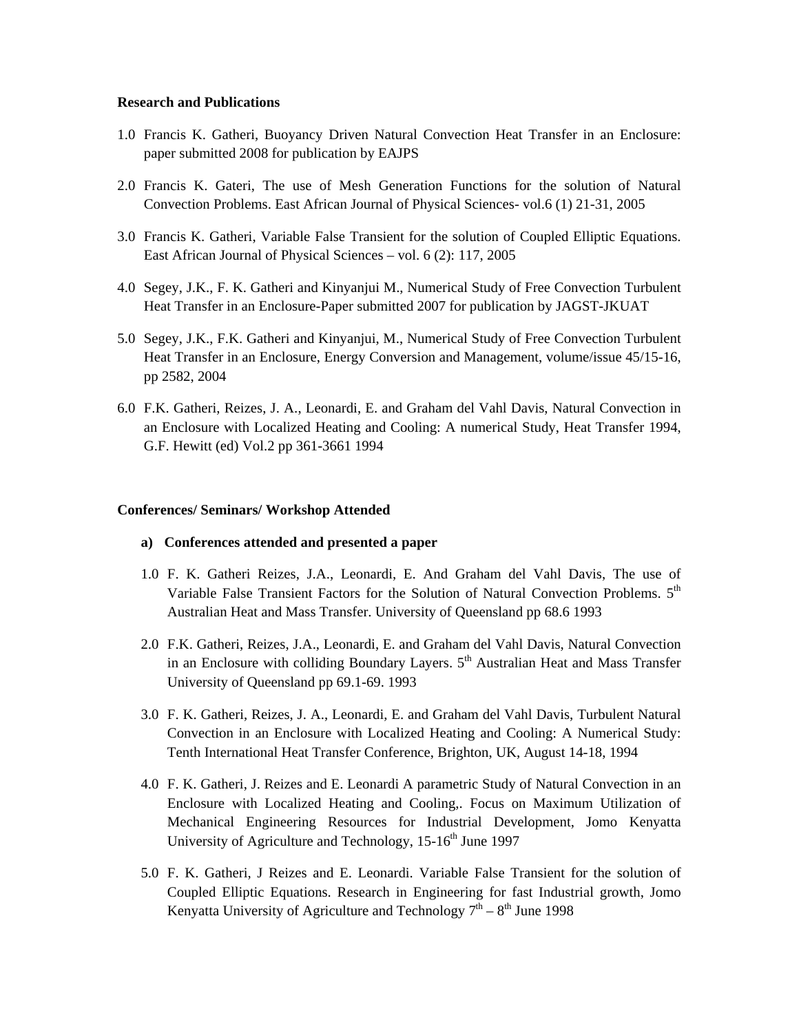**Research and Publications**

1.0 Francis K. Gatheri, Buoyancy Driven Natural Convection Heat Transfer in an Enclosure: paper submitted 2008 for publication by EAJPS

2.0 Francis K. Gateri, The use of Mesh Generation Functions for the solution of Natural Convection Problems. East African Journal of Physical Sciences- vol.6 (1) 21-31, 2005

3.0 Francis K. Gatheri, Variable False Transient for the solution of Coupled Elliptic Equations. East African Journal of Physical Sciences – vol. 6 (2): 117, 2005

4.0 Segey, J.K., F. K. Gatheri and Kinyanjui M., Numerical Study of Free Convection Turbulent Heat Transfer in an Enclosure-Paper submitted 2007 for publication by JAGST-JKUAT

5.0 Segey, J.K., F.K. Gatheri and Kinyanjui, M., Numerical Study of Free Convection Turbulent Heat Transfer in an Enclosure, Energy Conversion and Management, volume/issue 45/15-16, pp 2582, 2004

6.0 F.K. Gatheri, Reizes, J. A., Leonardi, E. and Graham del Vahl Davis, Natural Convection in an Enclosure with Localized Heating and Cooling: A numerical Study, Heat Transfer 1994, G.F. Hewitt (ed) Vol.2 pp 361-3661 1994

**Conferences/ Seminars/ Workshop Attended**

**a) Conferences attended and presented a paper**

1.0 F. K. Gatheri Reizes, J.A., Leonardi, E. And Graham del Vahl Davis, The use of Variable False Transient Factors for the Solution of Natural Convection Problems. 5th Australian Heat and Mass Transfer. University of Queensland pp 68.6 1993

2.0 F.K. Gatheri, Reizes, J.A., Leonardi, E. and Graham del Vahl Davis, Natural Convection in an Enclosure with colliding Boundary Layers. 5th Australian Heat and Mass Transfer University of Queensland pp 69.1-69. 1993

3.0 F. K. Gatheri, Reizes, J. A., Leonardi, E. and Graham del Vahl Davis, Turbulent Natural Convection in an Enclosure with Localized Heating and Cooling: A Numerical Study: Tenth International Heat Transfer Conference, Brighton, UK, August 14-18, 1994

4.0 F. K. Gatheri, J. Reizes and E. Leonardi A parametric Study of Natural Convection in an Enclosure with Localized Heating and Cooling,. Focus on Maximum Utilization of Mechanical Engineering Resources for Industrial Development, Jomo Kenyatta University of Agriculture and Technology, 15-16th June 1997

5.0 F. K. Gatheri, J Reizes and E. Leonardi. Variable False Transient for the solution of Coupled Elliptic Equations. Research in Engineering for fast Industrial growth, Jomo Kenyatta University of Agriculture and Technology 7th – 8th June 1998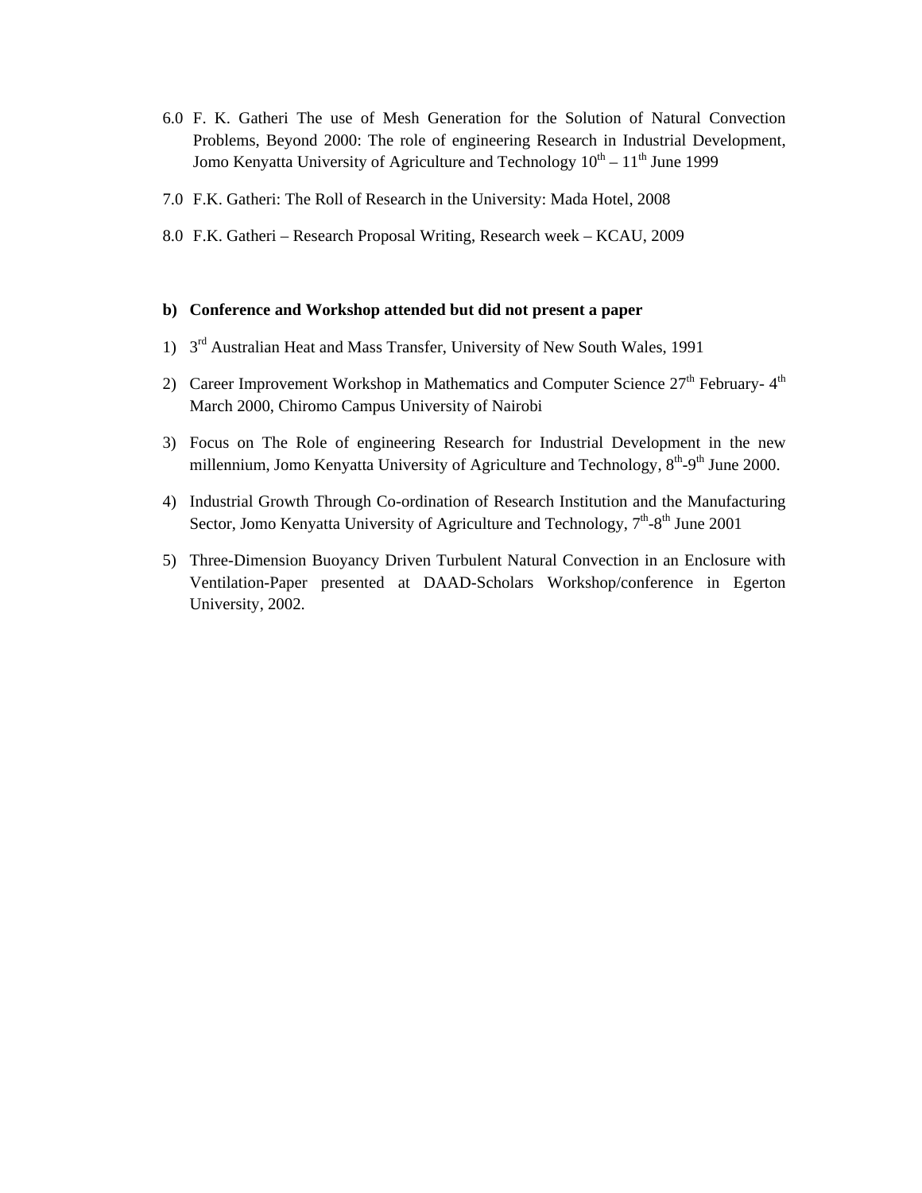6.0 F. K. Gatheri The use of Mesh Generation for the Solution of Natural Convection Problems, Beyond 2000: The role of engineering Research in Industrial Development, Jomo Kenyatta University of Agriculture and Technology 10th – 11th June 1999

7.0 F.K. Gatheri: The Roll of Research in the University: Mada Hotel, 2008

8.0 F.K. Gatheri – Research Proposal Writing, Research week – KCAU, 2009

**b) Conference and Workshop attended but did not present a paper**

1) 3rd Australian Heat and Mass Transfer, University of New South Wales, 1991

2) Career Improvement Workshop in Mathematics and Computer Science 27th February- 4th March 2000, Chiromo Campus University of Nairobi

3) Focus on The Role of engineering Research for Industrial Development in the new millennium, Jomo Kenyatta University of Agriculture and Technology, 8th-9th June 2000.

4) Industrial Growth Through Co-ordination of Research Institution and the Manufacturing Sector, Jomo Kenyatta University of Agriculture and Technology, 7th-8th June 2001

5) Three-Dimension Buoyancy Driven Turbulent Natural Convection in an Enclosure with Ventilation-Paper presented at DAAD-Scholars Workshop/conference in Egerton University, 2002.